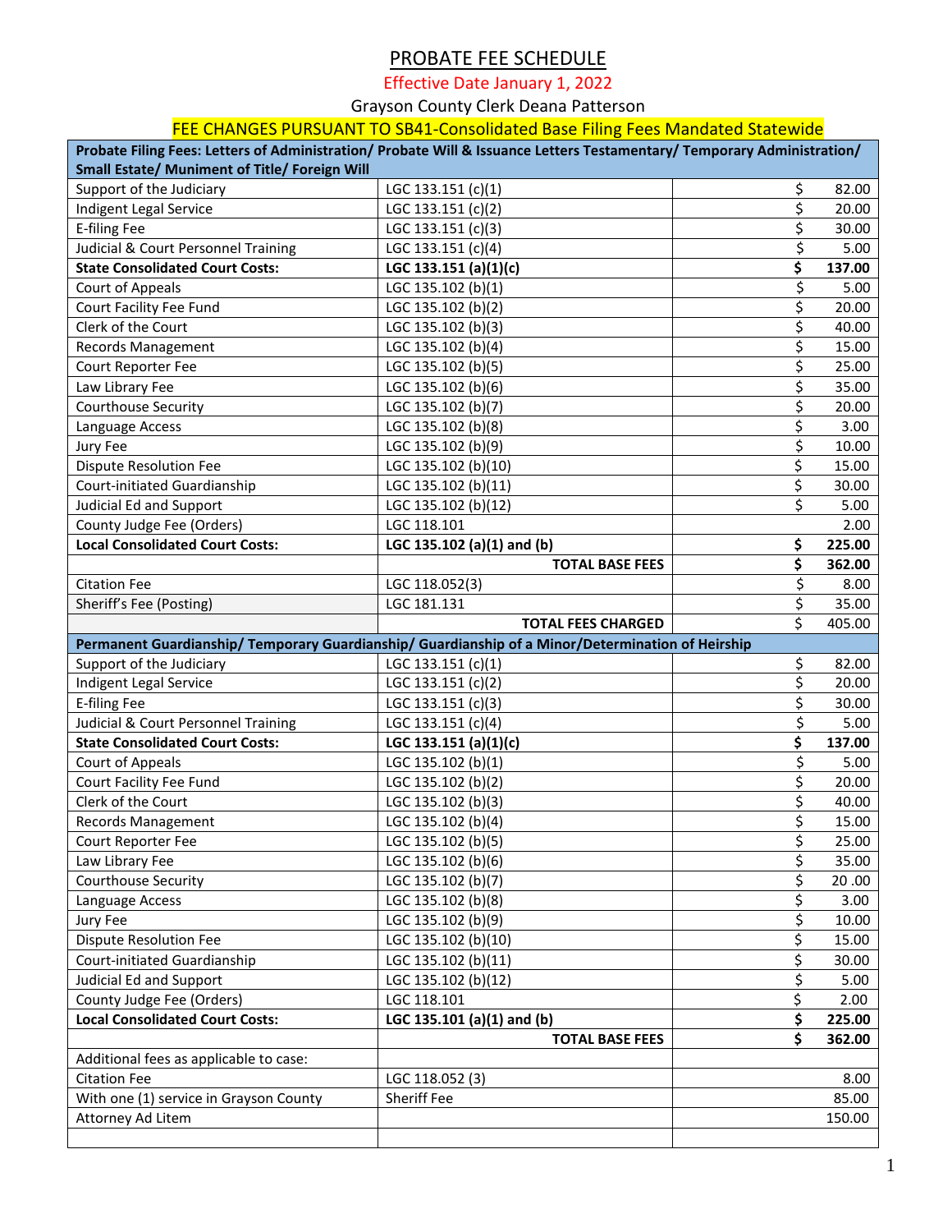# PROBATE FEE SCHEDULE

Effective Date January 1, 2022

Grayson County Clerk Deana Patterson

FEE CHANGES PURSUANT TO SB41-Consolidated Base Filing Fees Mandated Statewide

| Probate Filing Fees: Letters of Administration/ Probate Will & Issuance Letters Testamentary/ Temporary Administration/ Small Estate/ Muniment of Title/ Foreign Will | | |
|---|---|---|
| Support of the Judiciary | LGC 133.151 (c)(1) | $ 82.00 |
| Indigent Legal Service | LGC 133.151 (c)(2) | $ 20.00 |
| E-filing Fee | LGC 133.151 (c)(3) | $ 30.00 |
| Judicial & Court Personnel Training | LGC 133.151 (c)(4) | $ 5.00 |
| **State Consolidated Court Costs:** | **LGC 133.151 (a)(1)(c)** | **$ 137.00** |
| Court of Appeals | LGC 135.102 (b)(1) | $ 5.00 |
| Court Facility Fee Fund | LGC 135.102 (b)(2) | $ 20.00 |
| Clerk of the Court | LGC 135.102 (b)(3) | $ 40.00 |
| Records Management | LGC 135.102 (b)(4) | $ 15.00 |
| Court Reporter Fee | LGC 135.102 (b)(5) | $ 25.00 |
| Law Library Fee | LGC 135.102 (b)(6) | $ 35.00 |
| Courthouse Security | LGC 135.102 (b)(7) | $ 20.00 |
| Language Access | LGC 135.102 (b)(8) | $ 3.00 |
| Jury Fee | LGC 135.102 (b)(9) | $ 10.00 |
| Dispute Resolution Fee | LGC 135.102 (b)(10) | $ 15.00 |
| Court-initiated Guardianship | LGC 135.102 (b)(11) | $ 30.00 |
| Judicial Ed and Support | LGC 135.102 (b)(12) | $ 5.00 |
| County Judge Fee (Orders) | LGC 118.101 | 2.00 |
| **Local Consolidated Court Costs:** | **LGC 135.102 (a)(1) and (b)** | **$ 225.00** |
| | **TOTAL BASE FEES** | **$ 362.00** |
| Citation Fee | LGC 118.052(3) | $ 8.00 |
| Sheriff's Fee (Posting) | LGC 181.131 | $ 35.00 |
| | **TOTAL FEES CHARGED** | $ 405.00 |
| **Permanent Guardianship/ Temporary Guardianship/ Guardianship of a Minor/Determination of Heirship** | | |
| Support of the Judiciary | LGC 133.151 (c)(1) | $ 82.00 |
| Indigent Legal Service | LGC 133.151 (c)(2) | $ 20.00 |
| E-filing Fee | LGC 133.151 (c)(3) | $ 30.00 |
| Judicial & Court Personnel Training | LGC 133.151 (c)(4) | $ 5.00 |
| **State Consolidated Court Costs:** | **LGC 133.151 (a)(1)(c)** | **$ 137.00** |
| Court of Appeals | LGC 135.102 (b)(1) | $ 5.00 |
| Court Facility Fee Fund | LGC 135.102 (b)(2) | $ 20.00 |
| Clerk of the Court | LGC 135.102 (b)(3) | $ 40.00 |
| Records Management | LGC 135.102 (b)(4) | $ 15.00 |
| Court Reporter Fee | LGC 135.102 (b)(5) | $ 25.00 |
| Law Library Fee | LGC 135.102 (b)(6) | $ 35.00 |
| Courthouse Security | LGC 135.102 (b)(7) | $ 20 .00 |
| Language Access | LGC 135.102 (b)(8) | $ 3.00 |
| Jury Fee | LGC 135.102 (b)(9) | $ 10.00 |
| Dispute Resolution Fee | LGC 135.102 (b)(10) | $ 15.00 |
| Court-initiated Guardianship | LGC 135.102 (b)(11) | $ 30.00 |
| Judicial Ed and Support | LGC 135.102 (b)(12) | $ 5.00 |
| County Judge Fee (Orders) | LGC 118.101 | $ 2.00 |
| **Local Consolidated Court Costs:** | **LGC 135.101 (a)(1) and (b)** | **$ 225.00** |
| | **TOTAL BASE FEES** | **$ 362.00** |
| Additional fees as applicable to case: | | |
| Citation Fee | LGC 118.052 (3) | 8.00 |
| With one (1) service in Grayson County | Sheriff Fee | 85.00 |
| Attorney Ad Litem | | 150.00 |
| | | |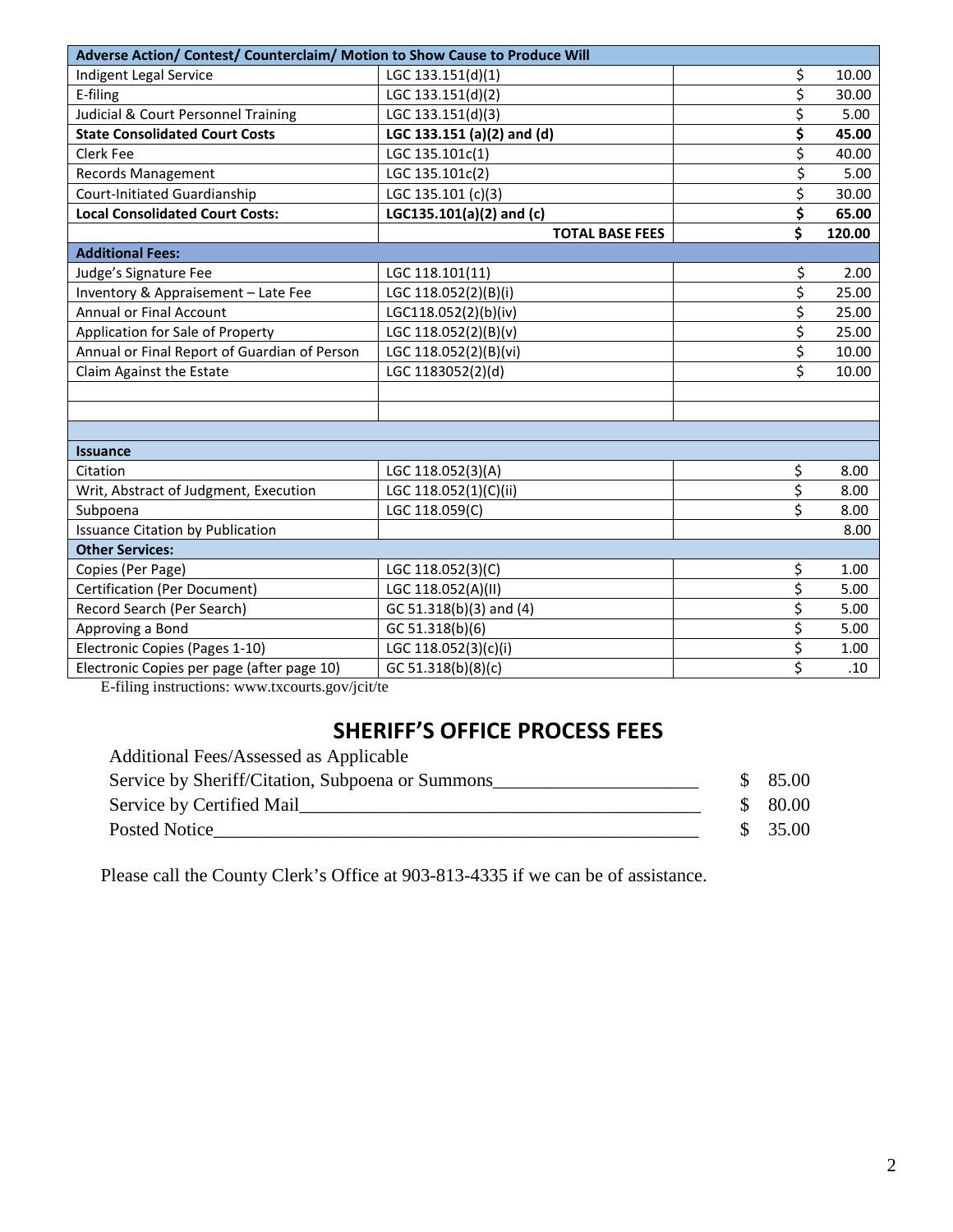| Adverse Action/ Contest/ Counterclaim/ Motion to Show Cause to Produce Will | | |
|---|---|---|
| Indigent Legal Service | LGC 133.151(d)(1) | $ 10.00 |
| E-filing | LGC 133.151(d)(2) | $ 30.00 |
| Judicial & Court Personnel Training | LGC 133.151(d)(3) | $ 5.00 |
| **State Consolidated Court Costs** | **LGC 133.151 (a)(2) and (d)** | **$ 45.00** |
| Clerk Fee | LGC 135.101c(1) | $ 40.00 |
| Records Management | LGC 135.101c(2) | $ 5.00 |
| Court-Initiated Guardianship | LGC 135.101 (c)(3) | $ 30.00 |
| **Local Consolidated Court Costs:** | **LGC135.101(a)(2) and (c)** | **$ 65.00** |
| | **TOTAL BASE FEES** | **$ 120.00** |
| **Additional Fees:** | | |
| Judge's Signature Fee | LGC 118.101(11) | $ 2.00 |
| Inventory & Appraisement – Late Fee | LGC 118.052(2)(B)(i) | $ 25.00 |
| Annual or Final Account | LGC118.052(2)(b)(iv) | $ 25.00 |
| Application for Sale of Property | LGC 118.052(2)(B)(v) | $ 25.00 |
| Annual or Final Report of Guardian of Person | LGC 118.052(2)(B)(vi) | $ 10.00 |
| Claim Against the Estate | LGC 1183052(2)(d) | $ 10.00 |
| | | |
| | | |
| | | |
| **Issuance** | | |
| Citation | LGC 118.052(3)(A) | $ 8.00 |
| Writ, Abstract of Judgment, Execution | LGC 118.052(1)(C)(ii) | $ 8.00 |
| Subpoena | LGC 118.059(C) | $ 8.00 |
| Issuance Citation by Publication | | 8.00 |
| **Other Services:** | | |
| Copies (Per Page) | LGC 118.052(3)(C) | $ 1.00 |
| Certification (Per Document) | LGC 118.052(A)(II) | $ 5.00 |
| Record Search (Per Search) | GC 51.318(b)(3) and (4) | $ 5.00 |
| Approving a Bond | GC 51.318(b)(6) | $ 5.00 |
| Electronic Copies (Pages 1-10) | LGC 118.052(3)(c)(i) | $ 1.00 |
| Electronic Copies per page (after page 10) | GC 51.318(b)(8)(c) | $ .10 |

E-filing instructions: www.txcourts.gov/jcit/te

## SHERIFF'S OFFICE PROCESS FEES

Additional Fees/Assessed as Applicable

Service by Sheriff/Citation, Subpoena or Summons______________________ $ 85.00

Service by Certified Mail____________________________________________ $ 80.00

Posted Notice______________________________________________________ $ 35.00

Please call the County Clerk's Office at 903-813-4335 if we can be of assistance.